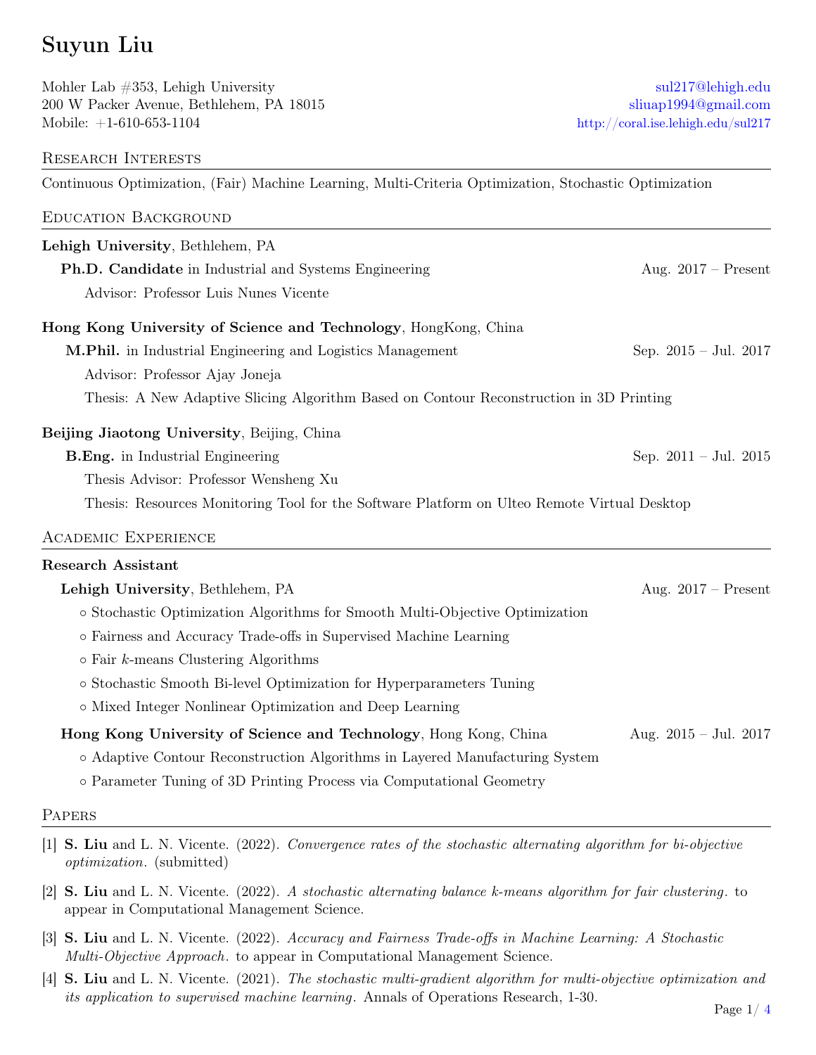# Suyun Liu

Mohler Lab #353, Lehigh University
200 W Packer Avenue, Bethlehem, PA 18015
Mobile: +1-610-653-1104

sul217@lehigh.edu
sliuap1994@gmail.com
http://coral.ise.lehigh.edu/sul217

## Research Interests

Continuous Optimization, (Fair) Machine Learning, Multi-Criteria Optimization, Stochastic Optimization

## Education Background

**Lehigh University**, Bethlehem, PA

**Ph.D. Candidate** in Industrial and Systems Engineering — Aug. 2017 – Present

Advisor: Professor Luis Nunes Vicente

**Hong Kong University of Science and Technology**, HongKong, China

**M.Phil.** in Industrial Engineering and Logistics Management — Sep. 2015 – Jul. 2017

Advisor: Professor Ajay Joneja

Thesis: A New Adaptive Slicing Algorithm Based on Contour Reconstruction in 3D Printing

**Beijing Jiaotong University**, Beijing, China

**B.Eng.** in Industrial Engineering — Sep. 2011 – Jul. 2015

Thesis Advisor: Professor Wensheng Xu

Thesis: Resources Monitoring Tool for the Software Platform on Ulteo Remote Virtual Desktop

## Academic Experience

**Research Assistant**

**Lehigh University**, Bethlehem, PA — Aug. 2017 – Present

- Stochastic Optimization Algorithms for Smooth Multi-Objective Optimization
- Fairness and Accuracy Trade-offs in Supervised Machine Learning
- Fair $k$-means Clustering Algorithms
- Stochastic Smooth Bi-level Optimization for Hyperparameters Tuning
- Mixed Integer Nonlinear Optimization and Deep Learning

**Hong Kong University of Science and Technology**, Hong Kong, China — Aug. 2015 – Jul. 2017

- Adaptive Contour Reconstruction Algorithms in Layered Manufacturing System
- Parameter Tuning of 3D Printing Process via Computational Geometry

## Papers

[1] **S. Liu** and L. N. Vicente. (2022). *Convergence rates of the stochastic alternating algorithm for bi-objective optimization.* (submitted)

[2] **S. Liu** and L. N. Vicente. (2022). *A stochastic alternating balance k-means algorithm for fair clustering.* to appear in Computational Management Science.

[3] **S. Liu** and L. N. Vicente. (2022). *Accuracy and Fairness Trade-offs in Machine Learning: A Stochastic Multi-Objective Approach.* to appear in Computational Management Science.

[4] **S. Liu** and L. N. Vicente. (2021). *The stochastic multi-gradient algorithm for multi-objective optimization and its application to supervised machine learning.* Annals of Operations Research, 1-30.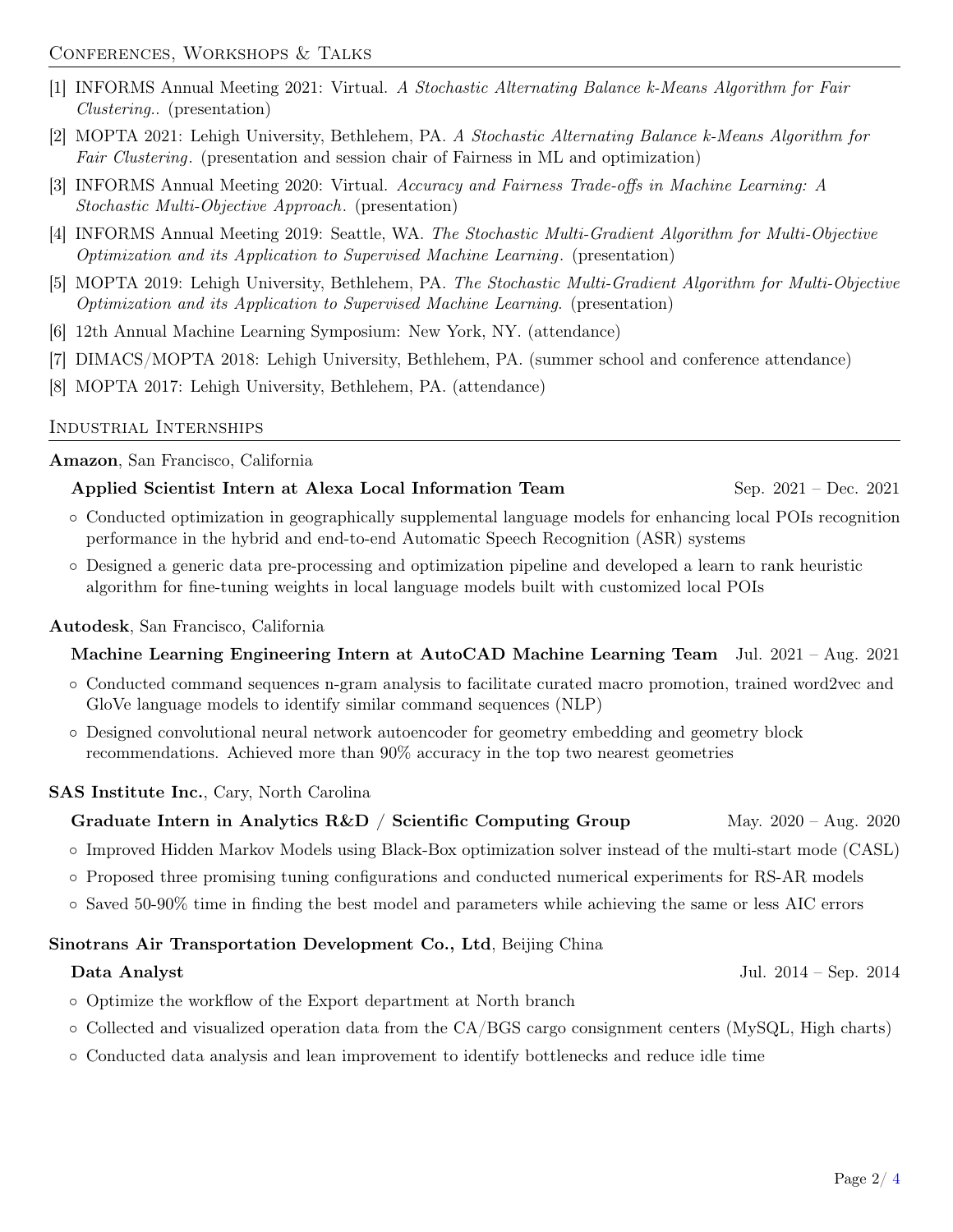## Conferences, Workshops & Talks

[1] INFORMS Annual Meeting 2021: Virtual. *A Stochastic Alternating Balance k-Means Algorithm for Fair Clustering.*. (presentation)

[2] MOPTA 2021: Lehigh University, Bethlehem, PA. *A Stochastic Alternating Balance k-Means Algorithm for Fair Clustering*. (presentation and session chair of Fairness in ML and optimization)

[3] INFORMS Annual Meeting 2020: Virtual. *Accuracy and Fairness Trade-offs in Machine Learning: A Stochastic Multi-Objective Approach*. (presentation)

[4] INFORMS Annual Meeting 2019: Seattle, WA. *The Stochastic Multi-Gradient Algorithm for Multi-Objective Optimization and its Application to Supervised Machine Learning*. (presentation)

[5] MOPTA 2019: Lehigh University, Bethlehem, PA. *The Stochastic Multi-Gradient Algorithm for Multi-Objective Optimization and its Application to Supervised Machine Learning*. (presentation)

[6] 12th Annual Machine Learning Symposium: New York, NY. (attendance)

[7] DIMACS/MOPTA 2018: Lehigh University, Bethlehem, PA. (summer school and conference attendance)

[8] MOPTA 2017: Lehigh University, Bethlehem, PA. (attendance)

## Industrial Internships

**Amazon**, San Francisco, California

**Applied Scientist Intern at Alexa Local Information Team** — Sep. 2021 – Dec. 2021

- Conducted optimization in geographically supplemental language models for enhancing local POIs recognition performance in the hybrid and end-to-end Automatic Speech Recognition (ASR) systems
- Designed a generic data pre-processing and optimization pipeline and developed a learn to rank heuristic algorithm for fine-tuning weights in local language models built with customized local POIs

**Autodesk**, San Francisco, California

**Machine Learning Engineering Intern at AutoCAD Machine Learning Team** — Jul. 2021 – Aug. 2021

- Conducted command sequences n-gram analysis to facilitate curated macro promotion, trained word2vec and GloVe language models to identify similar command sequences (NLP)
- Designed convolutional neural network autoencoder for geometry embedding and geometry block recommendations. Achieved more than 90% accuracy in the top two nearest geometries

**SAS Institute Inc.**, Cary, North Carolina

**Graduate Intern in Analytics R&D / Scientific Computing Group** — May. 2020 – Aug. 2020

- Improved Hidden Markov Models using Black-Box optimization solver instead of the multi-start mode (CASL)
- Proposed three promising tuning configurations and conducted numerical experiments for RS-AR models
- Saved 50-90% time in finding the best model and parameters while achieving the same or less AIC errors

**Sinotrans Air Transportation Development Co., Ltd**, Beijing China

**Data Analyst** — Jul. 2014 – Sep. 2014

- Optimize the workflow of the Export department at North branch
- Collected and visualized operation data from the CA/BGS cargo consignment centers (MySQL, High charts)
- Conducted data analysis and lean improvement to identify bottlenecks and reduce idle time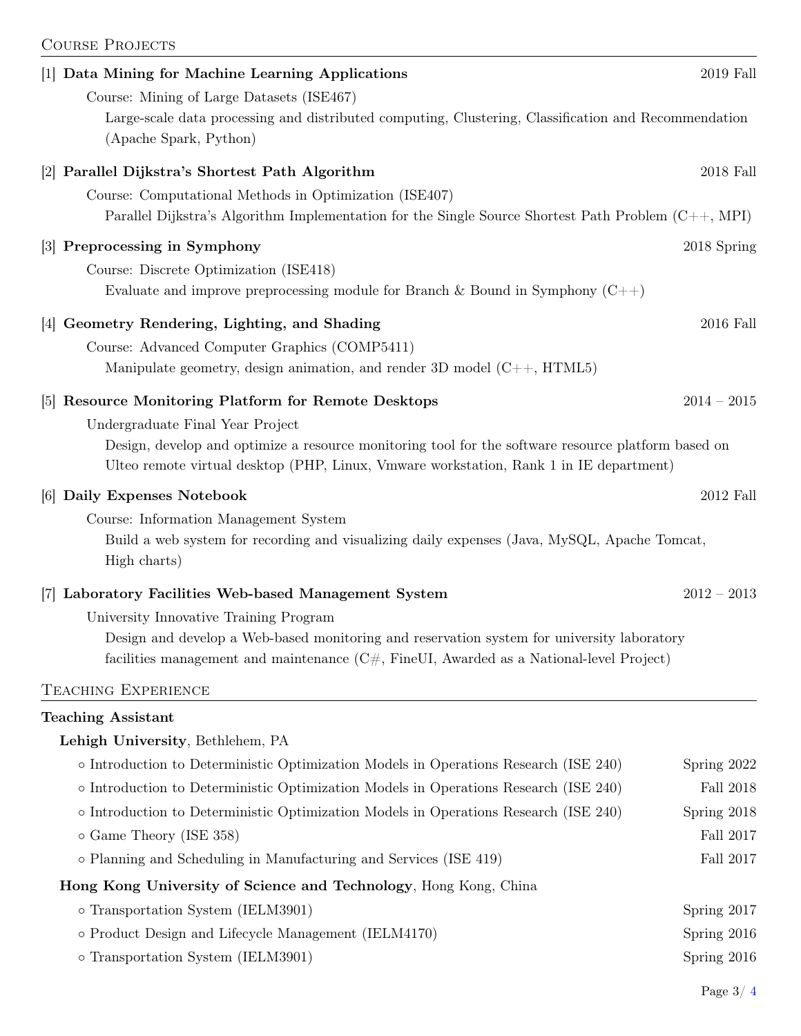## Course Projects

[1] **Data Mining for Machine Learning Applications** — 2019 Fall

Course: Mining of Large Datasets (ISE467)

Large-scale data processing and distributed computing, Clustering, Classification and Recommendation (Apache Spark, Python)

[2] **Parallel Dijkstra's Shortest Path Algorithm** — 2018 Fall

Course: Computational Methods in Optimization (ISE407)

Parallel Dijkstra's Algorithm Implementation for the Single Source Shortest Path Problem (C++, MPI)

[3] **Preprocessing in Symphony** — 2018 Spring

Course: Discrete Optimization (ISE418)

Evaluate and improve preprocessing module for Branch & Bound in Symphony (C++)

[4] **Geometry Rendering, Lighting, and Shading** — 2016 Fall

Course: Advanced Computer Graphics (COMP5411)

Manipulate geometry, design animation, and render 3D model (C++, HTML5)

[5] **Resource Monitoring Platform for Remote Desktops** — 2014 – 2015

Undergraduate Final Year Project

Design, develop and optimize a resource monitoring tool for the software resource platform based on Ulteo remote virtual desktop (PHP, Linux, Vmware workstation, Rank 1 in IE department)

[6] **Daily Expenses Notebook** — 2012 Fall

Course: Information Management System

Build a web system for recording and visualizing daily expenses (Java, MySQL, Apache Tomcat, High charts)

[7] **Laboratory Facilities Web-based Management System** — 2012 – 2013

University Innovative Training Program

Design and develop a Web-based monitoring and reservation system for university laboratory facilities management and maintenance (C#, FineUI, Awarded as a National-level Project)

## Teaching Experience

**Teaching Assistant**

**Lehigh University**, Bethlehem, PA

- Introduction to Deterministic Optimization Models in Operations Research (ISE 240) — Spring 2022
- Introduction to Deterministic Optimization Models in Operations Research (ISE 240) — Fall 2018
- Introduction to Deterministic Optimization Models in Operations Research (ISE 240) — Spring 2018
- Game Theory (ISE 358) — Fall 2017
- Planning and Scheduling in Manufacturing and Services (ISE 419) — Fall 2017

**Hong Kong University of Science and Technology**, Hong Kong, China

- Transportation System (IELM3901) — Spring 2017
- Product Design and Lifecycle Management (IELM4170) — Spring 2016
- Transportation System (IELM3901) — Spring 2016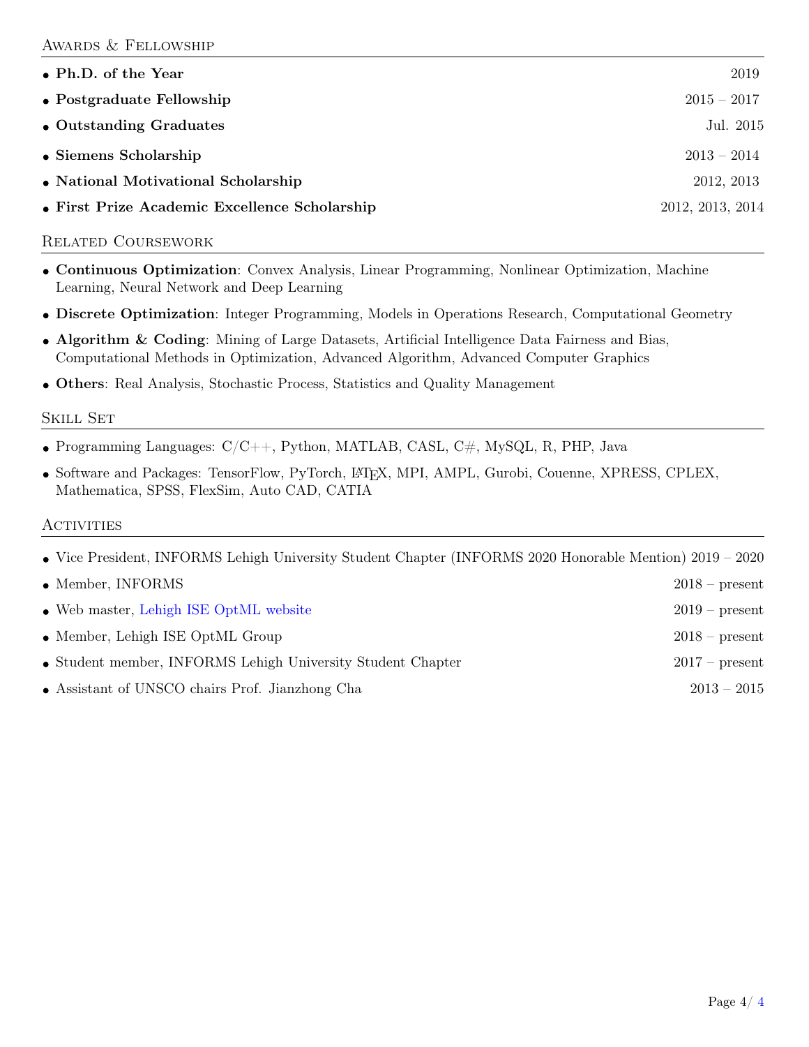## Awards & Fellowship

- **Ph.D. of the Year** 2019
- **Postgraduate Fellowship** 2015 – 2017
- **Outstanding Graduates** Jul. 2015
- **Siemens Scholarship** 2013 – 2014
- **National Motivational Scholarship** 2012, 2013
- **First Prize Academic Excellence Scholarship** 2012, 2013, 2014

## Related Coursework

- **Continuous Optimization**: Convex Analysis, Linear Programming, Nonlinear Optimization, Machine Learning, Neural Network and Deep Learning
- **Discrete Optimization**: Integer Programming, Models in Operations Research, Computational Geometry
- **Algorithm & Coding**: Mining of Large Datasets, Artificial Intelligence Data Fairness and Bias, Computational Methods in Optimization, Advanced Algorithm, Advanced Computer Graphics
- **Others**: Real Analysis, Stochastic Process, Statistics and Quality Management

## Skill Set

- Programming Languages: C/C++, Python, MATLAB, CASL, C#, MySQL, R, PHP, Java
- Software and Packages: TensorFlow, PyTorch, LaTeX, MPI, AMPL, Gurobi, Couenne, XPRESS, CPLEX, Mathematica, SPSS, FlexSim, Auto CAD, CATIA

## Activities

- Vice President, INFORMS Lehigh University Student Chapter (INFORMS 2020 Honorable Mention) 2019 – 2020
- Member, INFORMS 2018 – present
- Web master, Lehigh ISE OptML website 2019 – present
- Member, Lehigh ISE OptML Group 2018 – present
- Student member, INFORMS Lehigh University Student Chapter 2017 – present
- Assistant of UNSCO chairs Prof. Jianzhong Cha 2013 – 2015